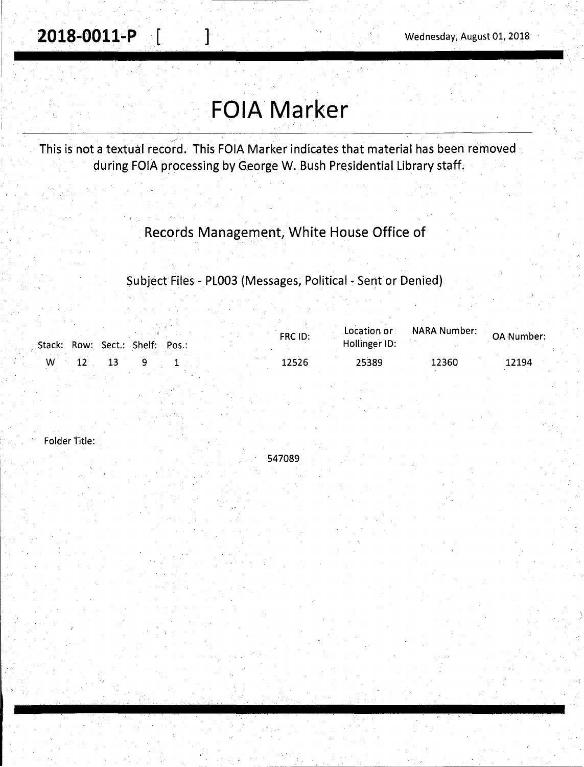**2018-0011-P** [ ]

Wednesday, August 01, 2018

# FOIA Marker

This is not a textual record. This FOIA Marker indicates that material has been removed during FOIA processing by George W. Bush Presidential Library staff.

Records Management, White House Office of

Subject Files - PL003 (Messages, Political - Sent or Denied)

| Stack: | Row: | Sect.: | Shelf: | Pos.: | FRC ID: | Location or Hollinger ID: | NARA Number: | OA Number: |
|---|---|---|---|---|---|---|---|---|
| W | 12 | 13 | 9 | 1 | 12526 | 25389 | 12360 | 12194 |

Folder Title:

547089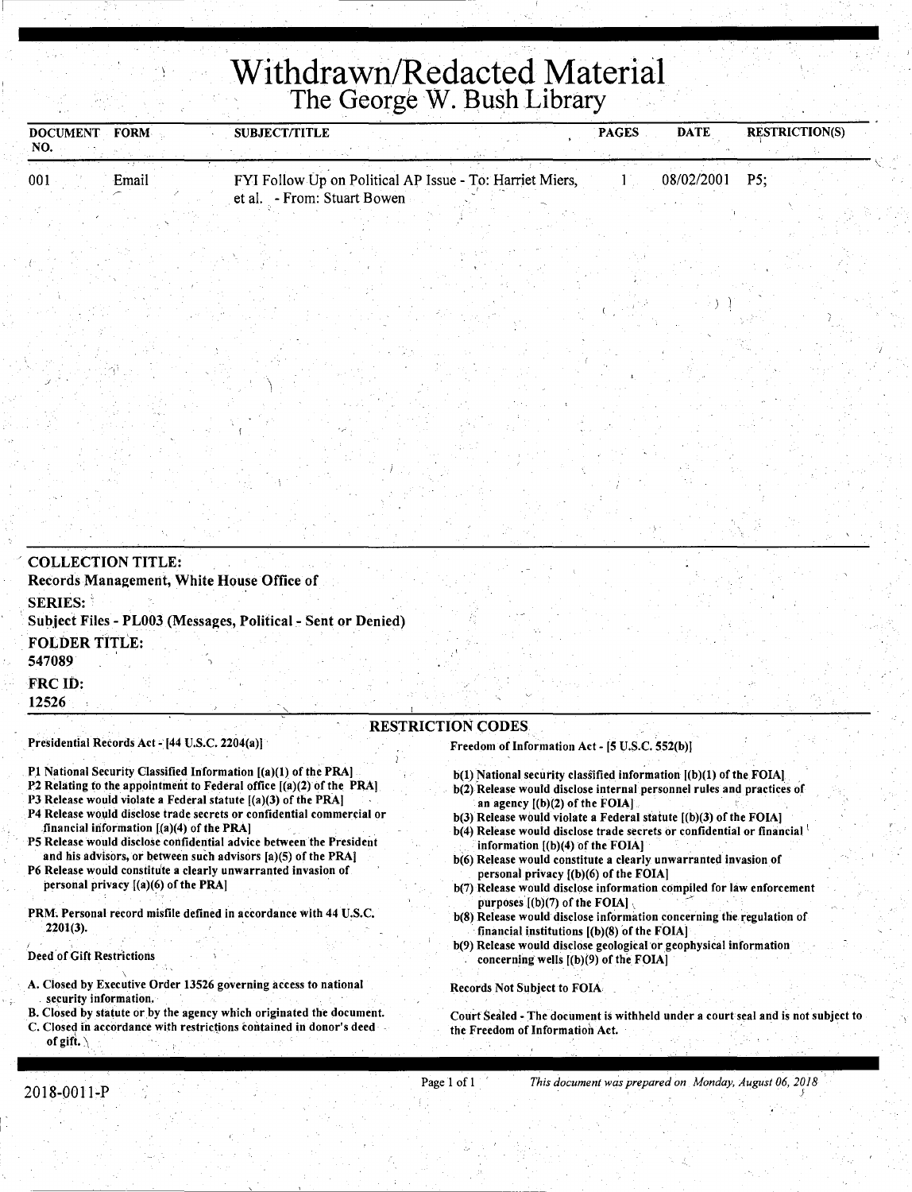# Withdrawn/Redacted Material
## The George W. Bush Library

| DOCUMENT NO. | FORM | SUBJECT/TITLE | PAGES | DATE | RESTRICTION(S) |
|---|---|---|---|---|---|
| 001 | Email | FYI Follow Up on Political AP Issue - To: Harriet Miers, et al. - From: Stuart Bowen | 1 | 08/02/2001 | P5; |

**COLLECTION TITLE:**
Records Management, White House Office of

**SERIES:**
Subject Files - PL003 (Messages, Political - Sent or Denied)

**FOLDER TITLE:**
547089

**FRC ID:**
12526

### RESTRICTION CODES

**Presidential Records Act - [44 U.S.C. 2204(a)]**

P1 National Security Classified Information [(a)(1) of the PRA]
P2 Relating to the appointment to Federal office [(a)(2) of the PRA]
P3 Release would violate a Federal statute [(a)(3) of the PRA]
P4 Release would disclose trade secrets or confidential commercial or financial information [(a)(4) of the PRA]
P5 Release would disclose confidential advice between the President and his advisors, or between such advisors [a)(5) of the PRA]
P6 Release would constitute a clearly unwarranted invasion of personal privacy [(a)(6) of the PRA]

PRM. Personal record misfile defined in accordance with 44 U.S.C. 2201(3).

Deed of Gift Restrictions

A. Closed by Executive Order 13526 governing access to national security information.
B. Closed by statute or by the agency which originated the document.
C. Closed in accordance with restrictions contained in donor's deed of gift.

**Freedom of Information Act - [5 U.S.C. 552(b)]**

b(1) National security classified information [(b)(1) of the FOIA]
b(2) Release would disclose internal personnel rules and practices of an agency [(b)(2) of the FOIA]
b(3) Release would violate a Federal statute [(b)(3) of the FOIA]
b(4) Release would disclose trade secrets or confidential or financial information [(b)(4) of the FOIA]
b(6) Release would constitute a clearly unwarranted invasion of personal privacy [(b)(6) of the FOIA]
b(7) Release would disclose information compiled for law enforcement purposes [(b)(7) of the FOIA]
b(8) Release would disclose information concerning the regulation of financial institutions [(b)(8) of the FOIA]
b(9) Release would disclose geological or geophysical information concerning wells [(b)(9) of the FOIA]

Records Not Subject to FOIA

Court Sealed - The document is withheld under a court seal and is not subject to the Freedom of Information Act.

2018-0011-P

*This document was prepared on Monday, August 06, 2018*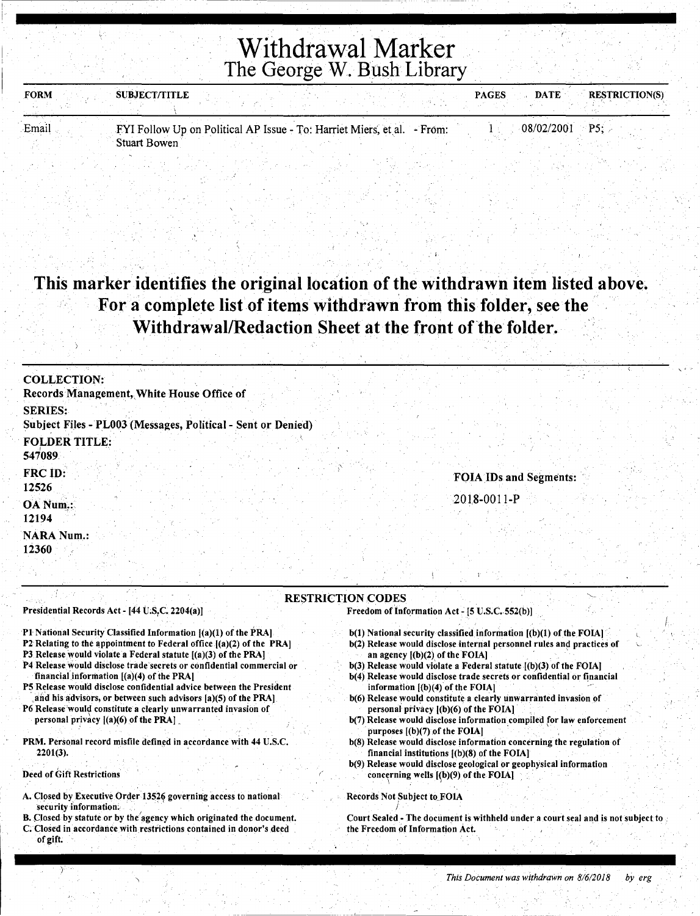# Withdrawal Marker
## The George W. Bush Library

| FORM | SUBJECT/TITLE | PAGES | DATE | RESTRICTION(S) |
| --- | --- | --- | --- | --- |
| Email | FYI Follow Up on Political AP Issue - To: Harriet Miers, et al. - From: Stuart Bowen | 1 | 08/02/2001 | P5; |

**This marker identifies the original location of the withdrawn item listed above. For a complete list of items withdrawn from this folder, see the Withdrawal/Redaction Sheet at the front of the folder.**

**COLLECTION:**
Records Management, White House Office of

**SERIES:**
Subject Files - PL003 (Messages, Political - Sent or Denied)

**FOLDER TITLE:**
547089

**FRC ID:**
12526

**OA Num.:**
12194

**NARA Num.:**
12360

**FOIA IDs and Segments:**

2018-0011-P

### RESTRICTION CODES

**Presidential Records Act - [44 U.S.C. 2204(a)]**

P1 National Security Classified Information [(a)(1) of the PRA]
P2 Relating to the appointment to Federal office [(a)(2) of the PRA]
P3 Release would violate a Federal statute [(a)(3) of the PRA]
P4 Release would disclose trade secrets or confidential commercial or financial information [(a)(4) of the PRA]
P5 Release would disclose confidential advice between the President and his advisors, or between such advisors [a)(5) of the PRA]
P6 Release would constitute a clearly unwarranted invasion of personal privacy [(a)(6) of the PRA]

PRM. Personal record misfile defined in accordance with 44 U.S.C. 2201(3).

Deed of Gift Restrictions

A. Closed by Executive Order 13526 governing access to national security information.
B. Closed by statute or by the agency which originated the document.
C. Closed in accordance with restrictions contained in donor's deed of gift.

**Freedom of Information Act - [5 U.S.C. 552(b)]**

b(1) National security classified information [(b)(1) of the FOIA]
b(2) Release would disclose internal personnel rules and practices of an agency [(b)(2) of the FOIA]
b(3) Release would violate a Federal statute [(b)(3) of the FOIA]
b(4) Release would disclose trade secrets or confidential or financial information [(b)(4) of the FOIA]
b(6) Release would constitute a clearly unwarranted invasion of personal privacy [(b)(6) of the FOIA]
b(7) Release would disclose information compiled for law enforcement purposes [(b)(7) of the FOIA]
b(8) Release would disclose information concerning the regulation of financial institutions [(b)(8) of the FOIA]
b(9) Release would disclose geological or geophysical information concerning wells [(b)(9) of the FOIA]

Records Not Subject to FOIA

Court Sealed - The document is withheld under a court seal and is not subject to the Freedom of Information Act.

*This Document was withdrawn on 8/6/2018 by erg*